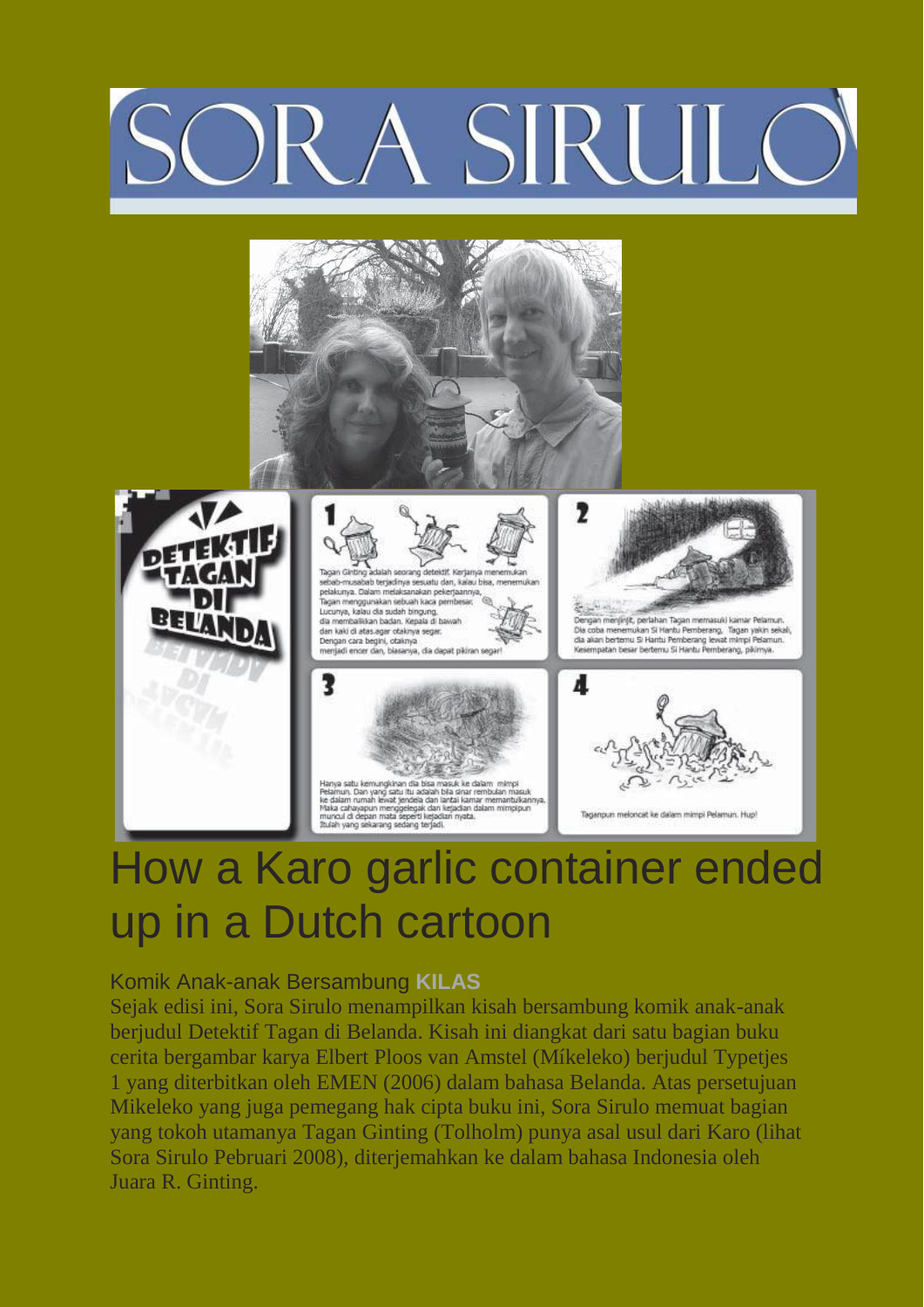# SORA SIRULO

# How a Karo garlic container ended up in a Dutch cartoon

Komik Anak-anak Bersambung **KILAS**

Sejak edisi ini, Sora Sirulo menampilkan kisah bersambung komik anak-anak berjudul Detektif Tagan di Belanda. Kisah ini diangkat dari satu bagian buku cerita bergambar karya Elbert Ploos van Amstel (Míkeleko) berjudul Typetjes 1 yang diterbitkan oleh EMEN (2006) dalam bahasa Belanda. Atas persetujuan Mikeleko yang juga pemegang hak cipta buku ini, Sora Sirulo memuat bagian yang tokoh utamanya Tagan Ginting (Tolholm) punya asal usul dari Karo (lihat Sora Sirulo Pebruari 2008), diterjemahkan ke dalam bahasa Indonesia oleh Juara R. Ginting.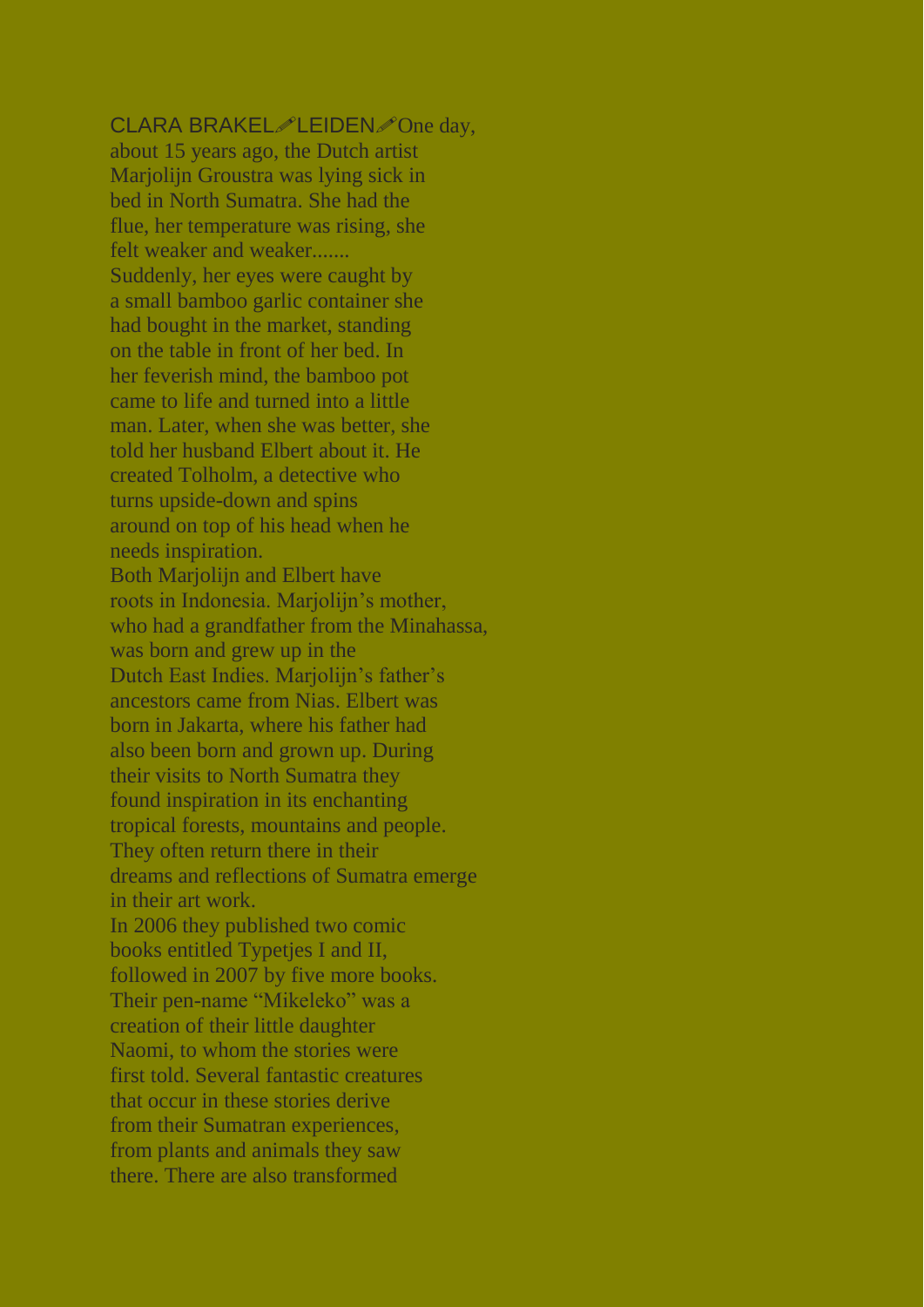CLARA BRAKEL✐LEIDEN✐One day, about 15 years ago, the Dutch artist Marjolijn Groustra was lying sick in bed in North Sumatra. She had the flue, her temperature was rising, she felt weaker and weaker.......

Suddenly, her eyes were caught by a small bamboo garlic container she had bought in the market, standing on the table in front of her bed. In her feverish mind, the bamboo pot came to life and turned into a little man. Later, when she was better, she told her husband Elbert about it. He created Tolholm, a detective who turns upside-down and spins around on top of his head when he needs inspiration.

Both Marjolijn and Elbert have roots in Indonesia. Marjolijn's mother, who had a grandfather from the Minahassa, was born and grew up in the Dutch East Indies. Marjolijn's father's ancestors came from Nias. Elbert was born in Jakarta, where his father had also been born and grown up. During their visits to North Sumatra they found inspiration in its enchanting tropical forests, mountains and people. They often return there in their dreams and reflections of Sumatra emerge in their art work.

In 2006 they published two comic books entitled Typetjes I and II, followed in 2007 by five more books. Their pen-name "Mikeleko" was a creation of their little daughter Naomi, to whom the stories were first told. Several fantastic creatures that occur in these stories derive from their Sumatran experiences, from plants and animals they saw there. There are also transformed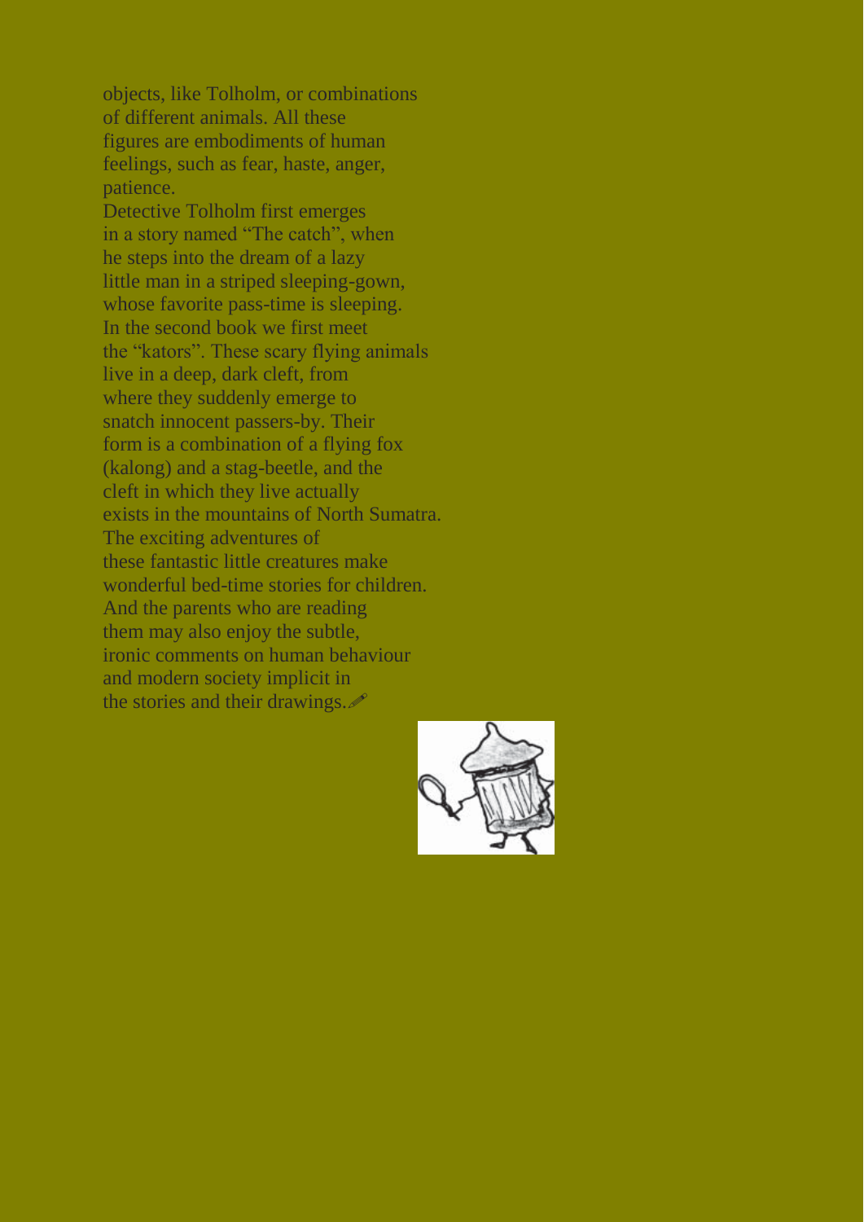objects, like Tolholm, or combinations of different animals. All these figures are embodiments of human feelings, such as fear, haste, anger, patience.

Detective Tolholm first emerges in a story named “The catch”, when he steps into the dream of a lazy little man in a striped sleeping-gown, whose favorite pass-time is sleeping.

In the second book we first meet the “kators”. These scary flying animals live in a deep, dark cleft, from where they suddenly emerge to snatch innocent passers-by. Their form is a combination of a flying fox (kalong) and a stag-beetle, and the cleft in which they live actually exists in the mountains of North Sumatra.

The exciting adventures of these fantastic little creatures make wonderful bed-time stories for children. And the parents who are reading them may also enjoy the subtle, ironic comments on human behaviour and modern society implicit in the stories and their drawings.